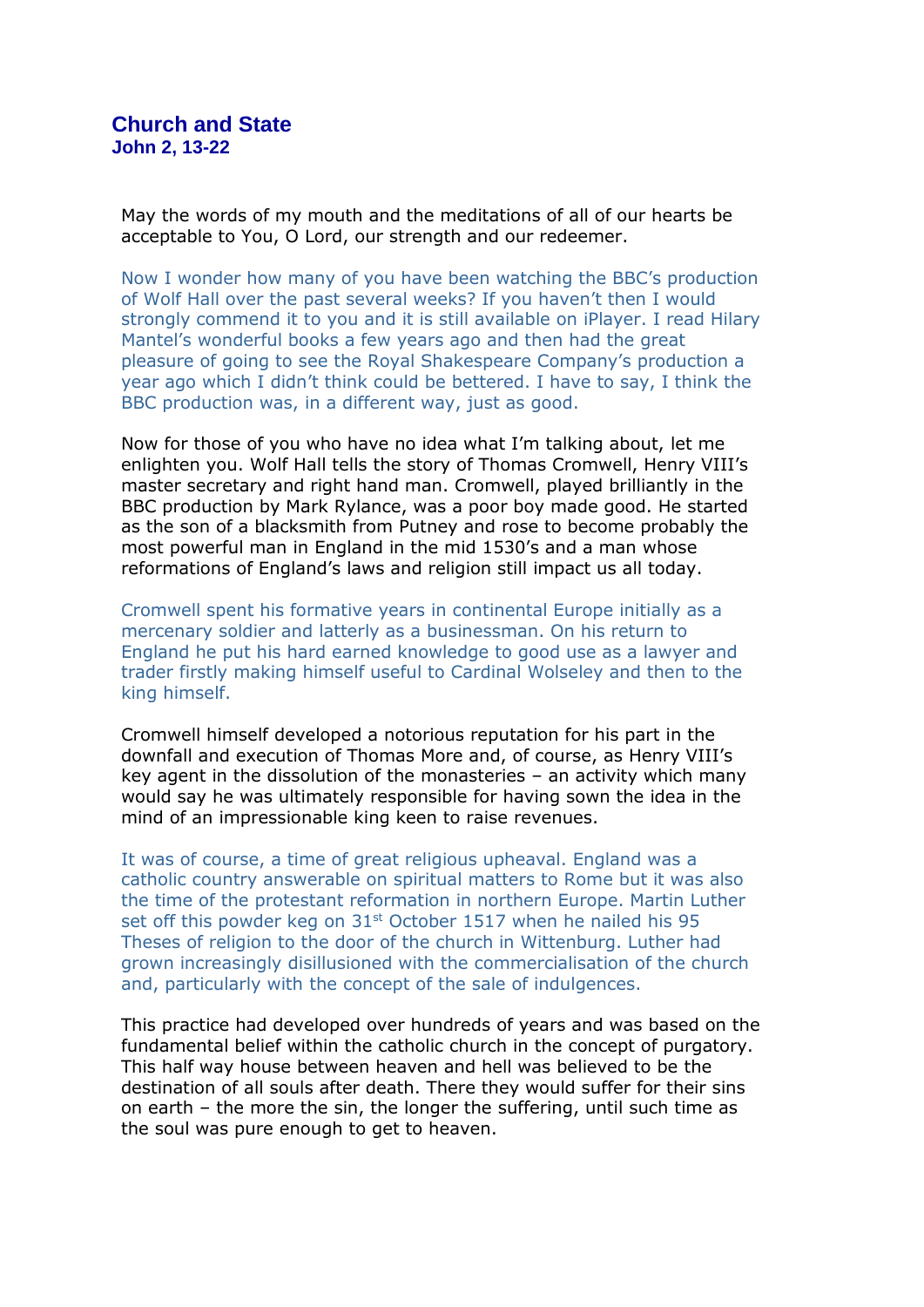# Church and State

### John 2, 13-22

May the words of my mouth and the meditations of all of our hearts be acceptable to You, O Lord, our strength and our redeemer.

Now I wonder how many of you have been watching the BBC's production of Wolf Hall over the past several weeks? If you haven't then I would strongly commend it to you and it is still available on iPlayer. I read Hilary Mantel's wonderful books a few years ago and then had the great pleasure of going to see the Royal Shakespeare Company's production a year ago which I didn't think could be bettered. I have to say, I think the BBC production was, in a different way, just as good.

Now for those of you who have no idea what I'm talking about, let me enlighten you. Wolf Hall tells the story of Thomas Cromwell, Henry VIII's master secretary and right hand man. Cromwell, played brilliantly in the BBC production by Mark Rylance, was a poor boy made good. He started as the son of a blacksmith from Putney and rose to become probably the most powerful man in England in the mid 1530's and a man whose reformations of England's laws and religion still impact us all today.

Cromwell spent his formative years in continental Europe initially as a mercenary soldier and latterly as a businessman. On his return to England he put his hard earned knowledge to good use as a lawyer and trader firstly making himself useful to Cardinal Wolseley and then to the king himself.

Cromwell himself developed a notorious reputation for his part in the downfall and execution of Thomas More and, of course, as Henry VIII's key agent in the dissolution of the monasteries – an activity which many would say he was ultimately responsible for having sown the idea in the mind of an impressionable king keen to raise revenues.

It was of course, a time of great religious upheaval. England was a catholic country answerable on spiritual matters to Rome but it was also the time of the protestant reformation in northern Europe. Martin Luther set off this powder keg on 31st October 1517 when he nailed his 95 Theses of religion to the door of the church in Wittenburg. Luther had grown increasingly disillusioned with the commercialisation of the church and, particularly with the concept of the sale of indulgences.

This practice had developed over hundreds of years and was based on the fundamental belief within the catholic church in the concept of purgatory. This half way house between heaven and hell was believed to be the destination of all souls after death. There they would suffer for their sins on earth – the more the sin, the longer the suffering, until such time as the soul was pure enough to get to heaven.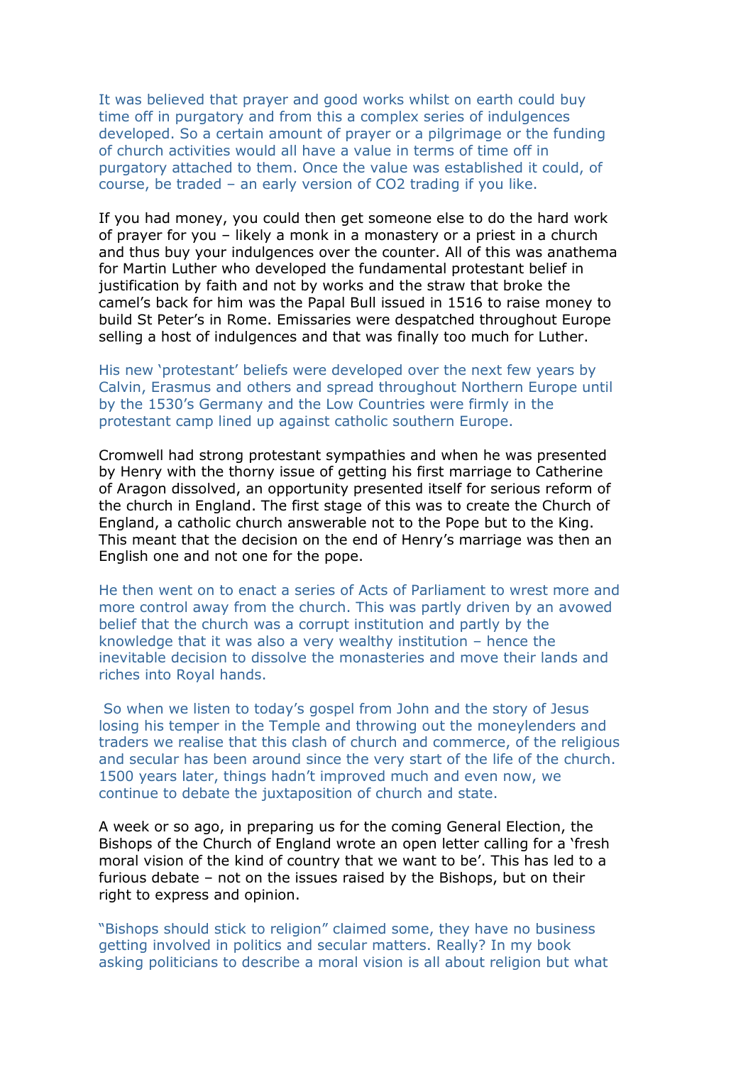It was believed that prayer and good works whilst on earth could buy time off in purgatory and from this a complex series of indulgences developed. So a certain amount of prayer or a pilgrimage or the funding of church activities would all have a value in terms of time off in purgatory attached to them. Once the value was established it could, of course, be traded – an early version of $CO_2$ trading if you like.

If you had money, you could then get someone else to do the hard work of prayer for you – likely a monk in a monastery or a priest in a church and thus buy your indulgences over the counter. All of this was anathema for Martin Luther who developed the fundamental protestant belief in justification by faith and not by works and the straw that broke the camel's back for him was the Papal Bull issued in 1516 to raise money to build St Peter's in Rome. Emissaries were despatched throughout Europe selling a host of indulgences and that was finally too much for Luther.

His new 'protestant' beliefs were developed over the next few years by Calvin, Erasmus and others and spread throughout Northern Europe until by the 1530's Germany and the Low Countries were firmly in the protestant camp lined up against catholic southern Europe.

Cromwell had strong protestant sympathies and when he was presented by Henry with the thorny issue of getting his first marriage to Catherine of Aragon dissolved, an opportunity presented itself for serious reform of the church in England. The first stage of this was to create the Church of England, a catholic church answerable not to the Pope but to the King. This meant that the decision on the end of Henry's marriage was then an English one and not one for the pope.

He then went on to enact a series of Acts of Parliament to wrest more and more control away from the church. This was partly driven by an avowed belief that the church was a corrupt institution and partly by the knowledge that it was also a very wealthy institution – hence the inevitable decision to dissolve the monasteries and move their lands and riches into Royal hands.

So when we listen to today's gospel from John and the story of Jesus losing his temper in the Temple and throwing out the moneylenders and traders we realise that this clash of church and commerce, of the religious and secular has been around since the very start of the life of the church. 1500 years later, things hadn't improved much and even now, we continue to debate the juxtaposition of church and state.

A week or so ago, in preparing us for the coming General Election, the Bishops of the Church of England wrote an open letter calling for a 'fresh moral vision of the kind of country that we want to be'. This has led to a furious debate – not on the issues raised by the Bishops, but on their right to express and opinion.

"Bishops should stick to religion" claimed some, they have no business getting involved in politics and secular matters. Really? In my book asking politicians to describe a moral vision is all about religion but what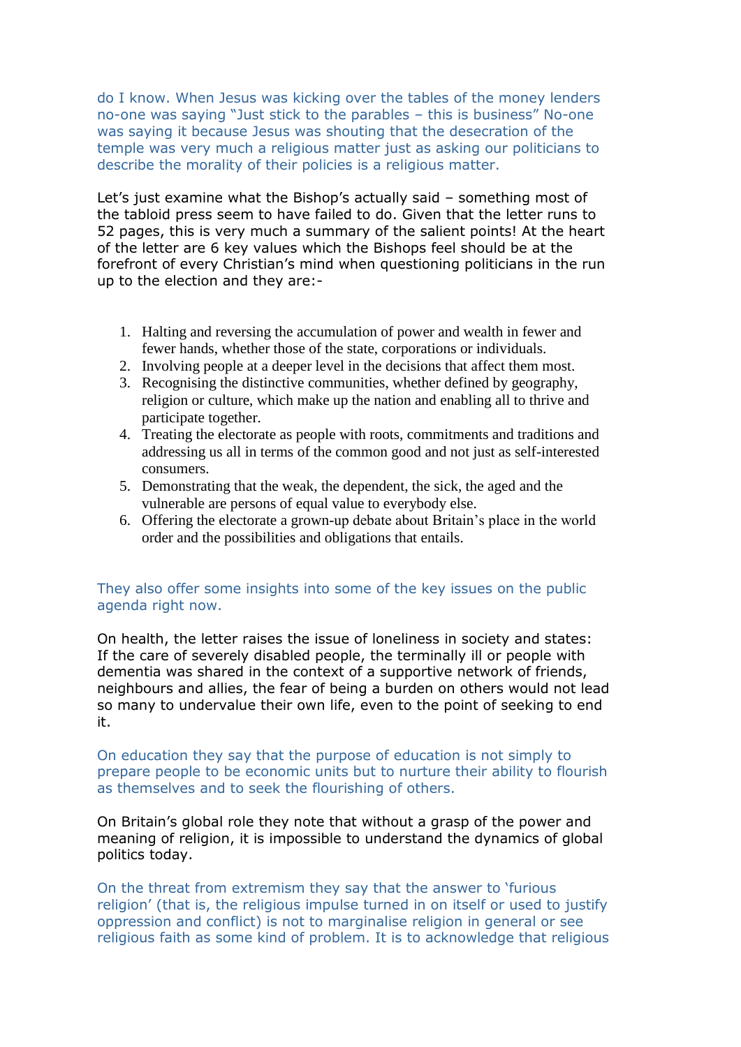do I know. When Jesus was kicking over the tables of the money lenders no-one was saying "Just stick to the parables – this is business" No-one was saying it because Jesus was shouting that the desecration of the temple was very much a religious matter just as asking our politicians to describe the morality of their policies is a religious matter.

Let's just examine what the Bishop's actually said – something most of the tabloid press seem to have failed to do. Given that the letter runs to 52 pages, this is very much a summary of the salient points! At the heart of the letter are 6 key values which the Bishops feel should be at the forefront of every Christian's mind when questioning politicians in the run up to the election and they are:-

1. Halting and reversing the accumulation of power and wealth in fewer and fewer hands, whether those of the state, corporations or individuals.
2. Involving people at a deeper level in the decisions that affect them most.
3. Recognising the distinctive communities, whether defined by geography, religion or culture, which make up the nation and enabling all to thrive and participate together.
4. Treating the electorate as people with roots, commitments and traditions and addressing us all in terms of the common good and not just as self-interested consumers.
5. Demonstrating that the weak, the dependent, the sick, the aged and the vulnerable are persons of equal value to everybody else.
6. Offering the electorate a grown-up debate about Britain's place in the world order and the possibilities and obligations that entails.

They also offer some insights into some of the key issues on the public agenda right now.

On health, the letter raises the issue of loneliness in society and states: If the care of severely disabled people, the terminally ill or people with dementia was shared in the context of a supportive network of friends, neighbours and allies, the fear of being a burden on others would not lead so many to undervalue their own life, even to the point of seeking to end it.

On education they say that the purpose of education is not simply to prepare people to be economic units but to nurture their ability to flourish as themselves and to seek the flourishing of others.

On Britain's global role they note that without a grasp of the power and meaning of religion, it is impossible to understand the dynamics of global politics today.

On the threat from extremism they say that the answer to 'furious religion' (that is, the religious impulse turned in on itself or used to justify oppression and conflict) is not to marginalise religion in general or see religious faith as some kind of problem. It is to acknowledge that religious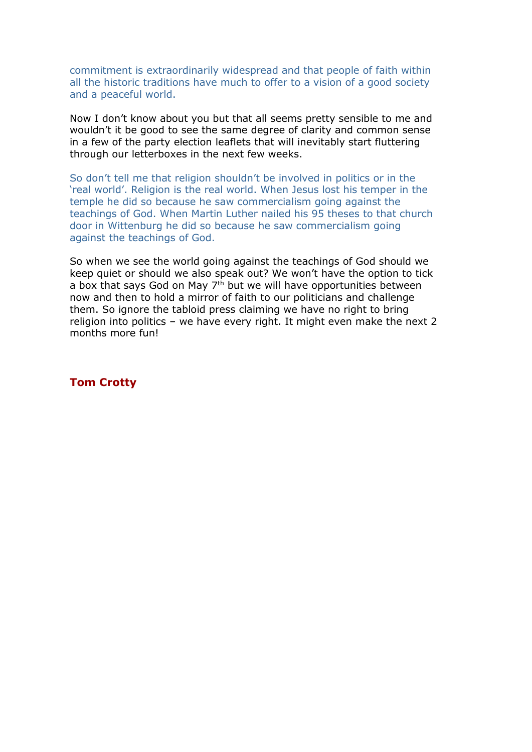commitment is extraordinarily widespread and that people of faith within all the historic traditions have much to offer to a vision of a good society and a peaceful world.

Now I don't know about you but that all seems pretty sensible to me and wouldn't it be good to see the same degree of clarity and common sense in a few of the party election leaflets that will inevitably start fluttering through our letterboxes in the next few weeks.

So don't tell me that religion shouldn't be involved in politics or in the 'real world'. Religion is the real world. When Jesus lost his temper in the temple he did so because he saw commercialism going against the teachings of God. When Martin Luther nailed his 95 theses to that church door in Wittenburg he did so because he saw commercialism going against the teachings of God.

So when we see the world going against the teachings of God should we keep quiet or should we also speak out? We won't have the option to tick a box that says God on May 7th but we will have opportunities between now and then to hold a mirror of faith to our politicians and challenge them. So ignore the tabloid press claiming we have no right to bring religion into politics – we have every right. It might even make the next 2 months more fun!

**Tom Crotty**